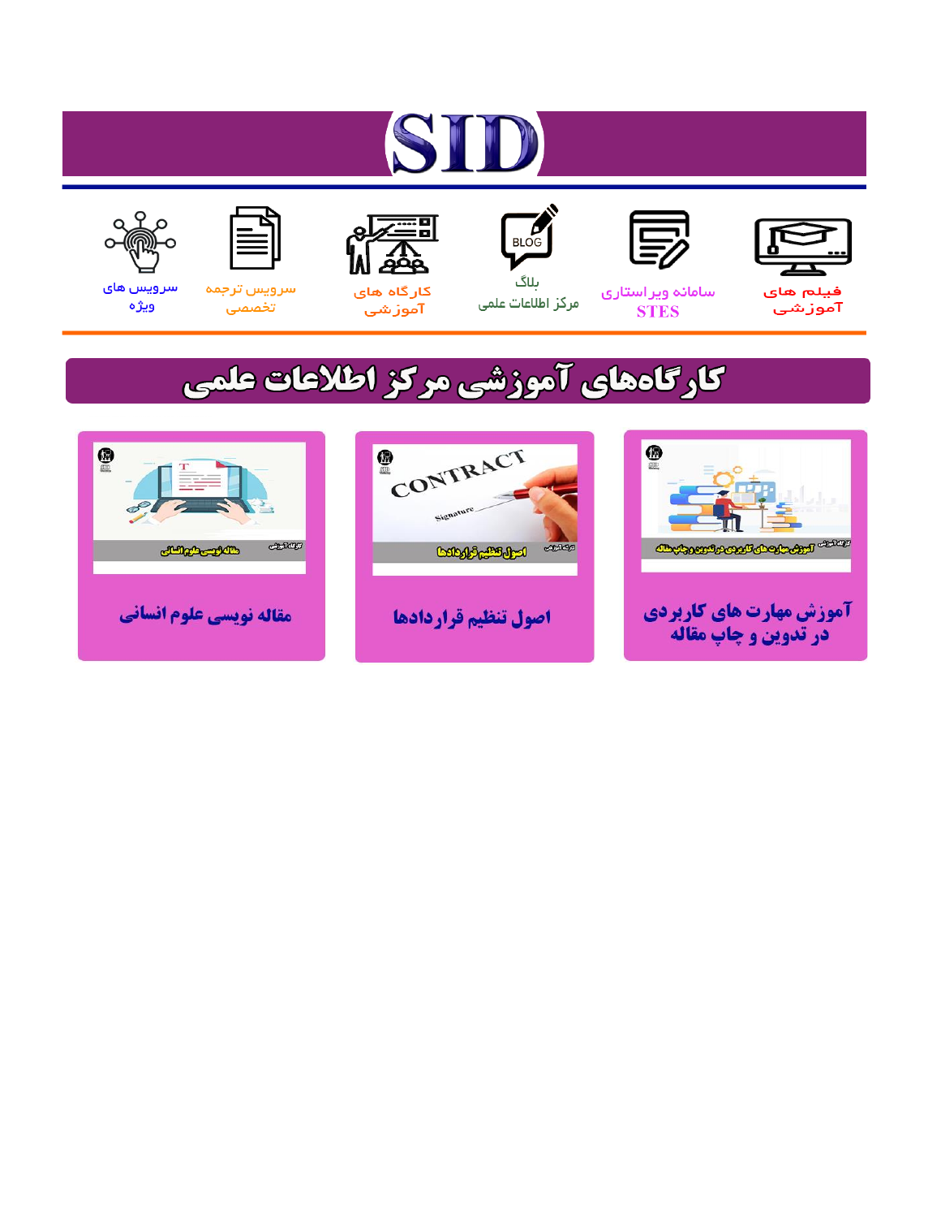# SID

فیلم های آموزشی

سامانه ویراستاری STES

بلاگ مرکز اطلاعات علمی

کارگاه های آموزشی

سرویس ترجمه تخصصی

سرویس های ویژه

## کارگاه‌های آموزشی مرکز اطلاعات علمی

آموزش مهارت های کاربردی در تدوین و چاپ مقاله

اصول تنظیم قراردادها

مقاله نویسی علوم انسانی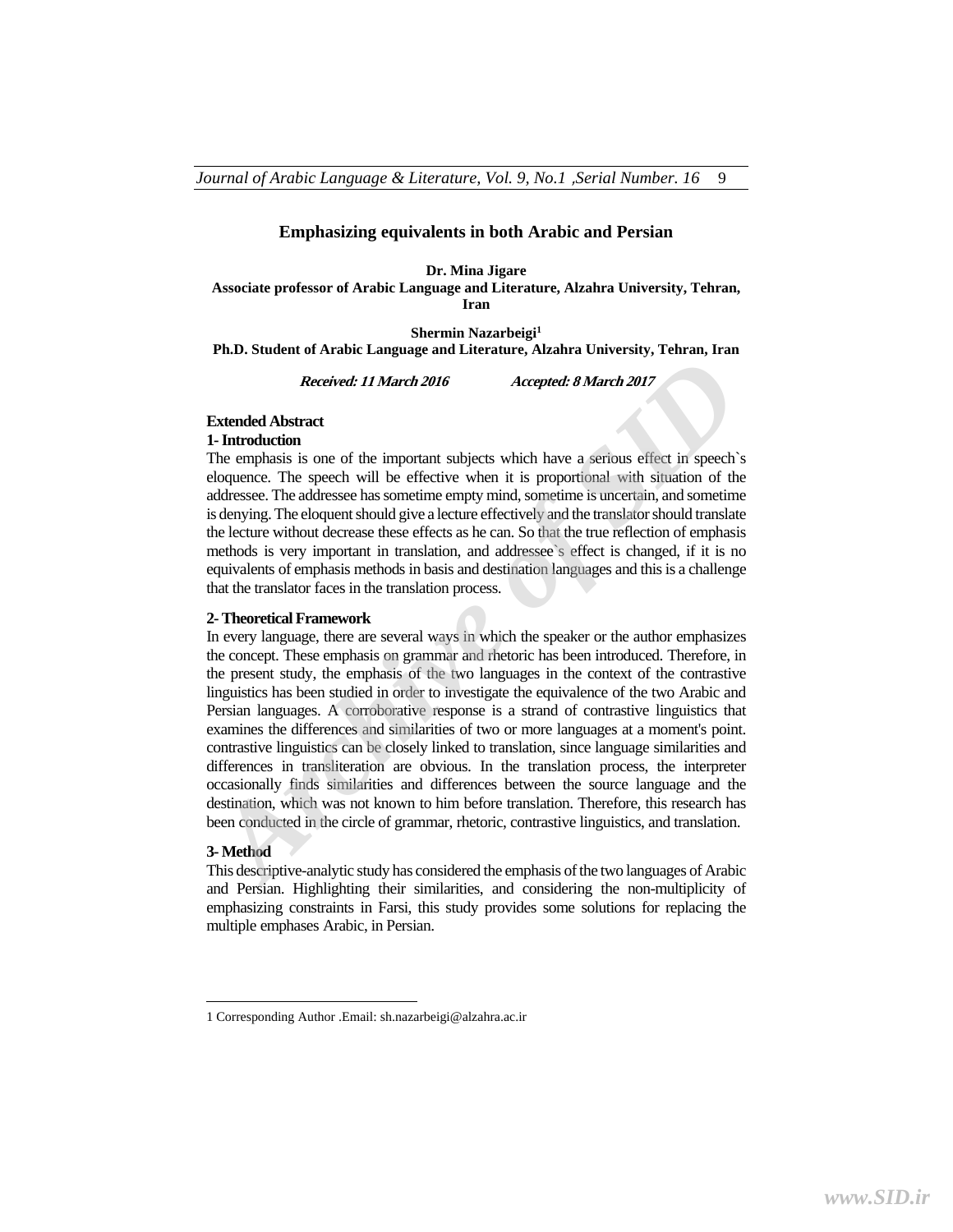# Emphasizing equivalents in both Arabic and Persian

**Dr. Mina Jigare**
**Associate professor of Arabic Language and Literature, Alzahra University, Tehran, Iran**

**Shermin Nazarbeigi[1]**
**Ph.D. Student of Arabic Language and Literature, Alzahra University, Tehran, Iran**

***Received: 11 March 2016 Accepted: 8 March 2017***

## Extended Abstract

### 1- Introduction

The emphasis is one of the important subjects which have a serious effect in speech`s eloquence. The speech will be effective when it is proportional with situation of the addressee. The addressee has sometime empty mind, sometime is uncertain, and sometime is denying. The eloquent should give a lecture effectively and the translator should translate the lecture without decrease these effects as he can. So that the true reflection of emphasis methods is very important in translation, and addressee`s effect is changed, if it is no equivalents of emphasis methods in basis and destination languages and this is a challenge that the translator faces in the translation process.

### 2- Theoretical Framework

In every language, there are several ways in which the speaker or the author emphasizes the concept. These emphasis on grammar and rhetoric has been introduced. Therefore, in the present study, the emphasis of the two languages in the context of the contrastive linguistics has been studied in order to investigate the equivalence of the two Arabic and Persian languages. A corroborative response is a strand of contrastive linguistics that examines the differences and similarities of two or more languages at a moment's point. contrastive linguistics can be closely linked to translation, since language similarities and differences in transliteration are obvious. In the translation process, the interpreter occasionally finds similarities and differences between the source language and the destination, which was not known to him before translation. Therefore, this research has been conducted in the circle of grammar, rhetoric, contrastive linguistics, and translation.

### 3- Method

This descriptive-analytic study has considered the emphasis of the two languages of Arabic and Persian. Highlighting their similarities, and considering the non-multiplicity of emphasizing constraints in Farsi, this study provides some solutions for replacing the multiple emphases Arabic, in Persian.

---

1 Corresponding Author .Email: sh.nazarbeigi@alzahra.ac.ir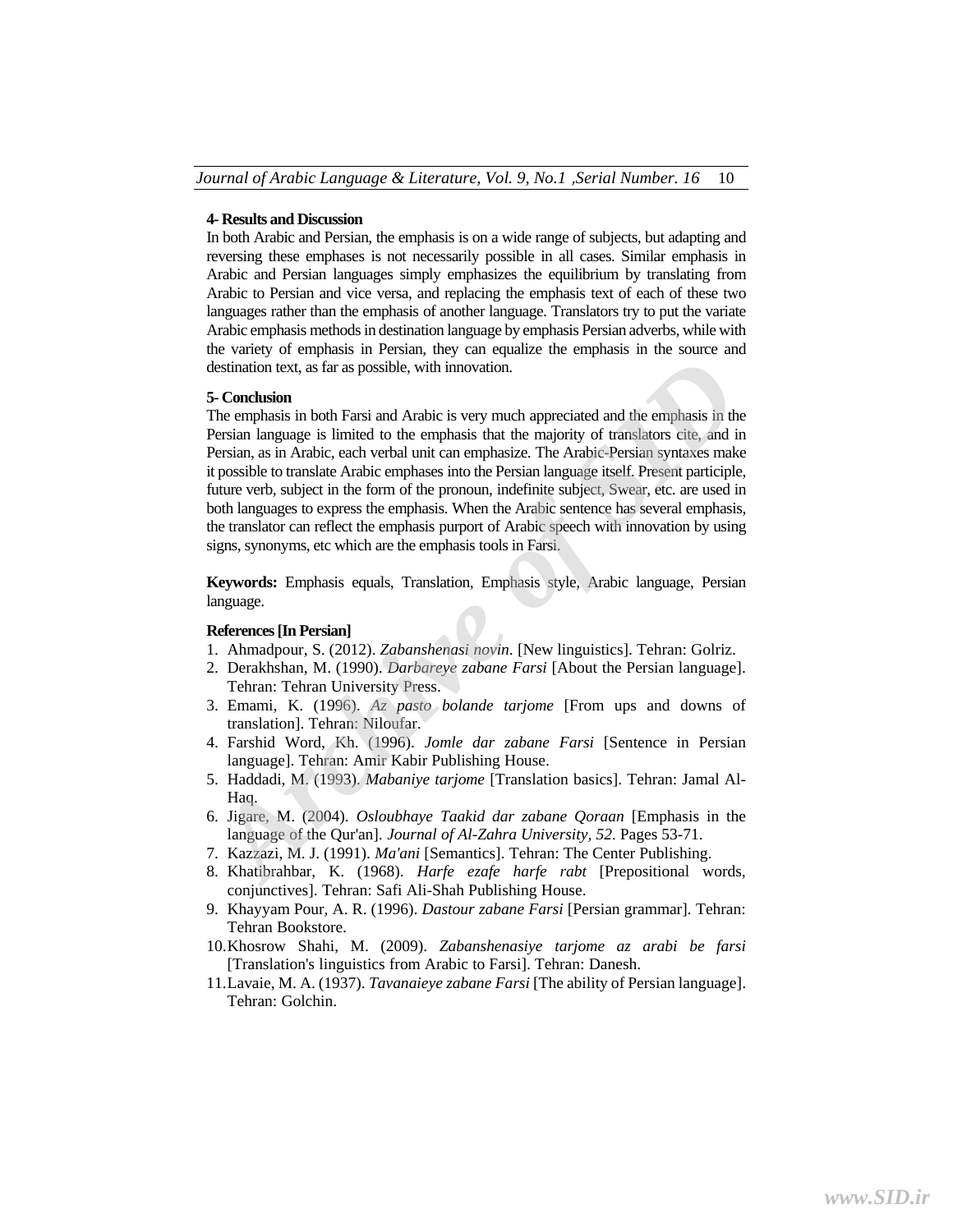### 4- Results and Discussion

In both Arabic and Persian, the emphasis is on a wide range of subjects, but adapting and reversing these emphases is not necessarily possible in all cases. Similar emphasis in Arabic and Persian languages simply emphasizes the equilibrium by translating from Arabic to Persian and vice versa, and replacing the emphasis text of each of these two languages rather than the emphasis of another language. Translators try to put the variate Arabic emphasis methods in destination language by emphasis Persian adverbs, while with the variety of emphasis in Persian, they can equalize the emphasis in the source and destination text, as far as possible, with innovation.

### 5- Conclusion

The emphasis in both Farsi and Arabic is very much appreciated and the emphasis in the Persian language is limited to the emphasis that the majority of translators cite, and in Persian, as in Arabic, each verbal unit can emphasize. The Arabic-Persian syntaxes make it possible to translate Arabic emphases into the Persian language itself. Present participle, future verb, subject in the form of the pronoun, indefinite subject, Swear, etc. are used in both languages to express the emphasis. When the Arabic sentence has several emphasis, the translator can reflect the emphasis purport of Arabic speech with innovation by using signs, synonyms, etc which are the emphasis tools in Farsi.

**Keywords:** Emphasis equals, Translation, Emphasis style, Arabic language, Persian language.

### References [In Persian]

1. Ahmadpour, S. (2012). *Zabanshenasi novin*. [New linguistics]. Tehran: Golriz.
2. Derakhshan, M. (1990). *Darbareye zabane Farsi* [About the Persian language]. Tehran: Tehran University Press.
3. Emami, K. (1996). *Az pasto bolande tarjome* [From ups and downs of translation]. Tehran: Niloufar.
4. Farshid Word, Kh. (1996). *Jomle dar zabane Farsi* [Sentence in Persian language]. Tehran: Amir Kabir Publishing House.
5. Haddadi, M. (1993). *Mabaniye tarjome* [Translation basics]. Tehran: Jamal Al-Haq.
6. Jigare, M. (2004). *Osloubhaye Taakid dar zabane Qoraan* [Emphasis in the language of the Qur'an]. *Journal of Al-Zahra University, 52.* Pages 53-71.
7. Kazzazi, M. J. (1991). *Ma'ani* [Semantics]. Tehran: The Center Publishing.
8. Khatibrahbar, K. (1968). *Harfe ezafe harfe rabt* [Prepositional words, conjunctives]. Tehran: Safi Ali-Shah Publishing House.
9. Khayyam Pour, A. R. (1996). *Dastour zabane Farsi* [Persian grammar]. Tehran: Tehran Bookstore.
10. Khosrow Shahi, M. (2009). *Zabanshenasiye tarjome az arabi be farsi* [Translation's linguistics from Arabic to Farsi]. Tehran: Danesh.
11. Lavaie, M. A. (1937). *Tavanaieye zabane Farsi* [The ability of Persian language]. Tehran: Golchin.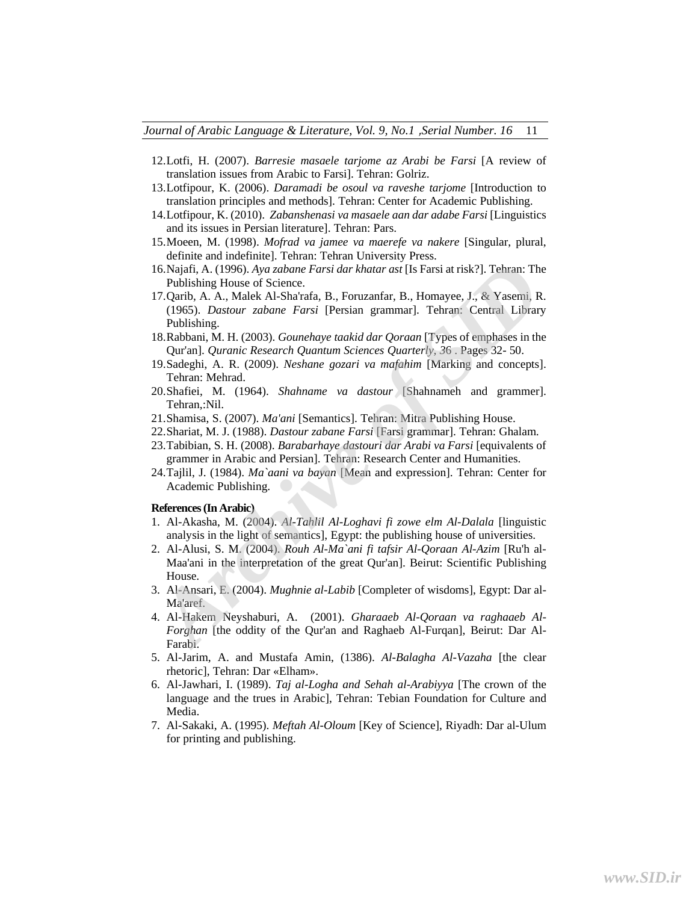12. Lotfi, H. (2007). *Barresie masaele tarjome az Arabi be Farsi* [A review of translation issues from Arabic to Farsi]. Tehran: Golriz.
13. Lotfipour, K. (2006). *Daramadi be osoul va raveshe tarjome* [Introduction to translation principles and methods]. Tehran: Center for Academic Publishing.
14. Lotfipour, K. (2010). *Zabanshenasi va masaele aan dar adabe Farsi* [Linguistics and its issues in Persian literature]. Tehran: Pars.
15. Moeen, M. (1998). *Mofrad va jamee va maerefe va nakere* [Singular, plural, definite and indefinite]. Tehran: Tehran University Press.
16. Najafi, A. (1996). *Aya zabane Farsi dar khatar ast* [Is Farsi at risk?]. Tehran: The Publishing House of Science.
17. Qarib, A. A., Malek Al-Sha'rafa, B., Foruzanfar, B., Homayee, J., & Yasemi, R. (1965). *Dastour zabane Farsi* [Persian grammar]. Tehran: Central Library Publishing.
18. Rabbani, M. H. (2003). *Gounehaye taakid dar Qoraan* [Types of emphases in the Qur'an]. *Quranic Research Quantum Sciences Quarterly, 36* . Pages 32- 50.
19. Sadeghi, A. R. (2009). *Neshane gozari va mafahim* [Marking and concepts]. Tehran: Mehrad.
20. Shafiei, M. (1964). *Shahname va dastour* [Shahnameh and grammer]. Tehran,:Nil.
21. Shamisa, S. (2007). *Ma'ani* [Semantics]. Tehran: Mitra Publishing House.
22. Shariat, M. J. (1988). *Dastour zabane Farsi* [Farsi grammar]. Tehran: Ghalam.
23. Tabibian, S. H. (2008). *Barabarhaye dastouri dar Arabi va Farsi* [equivalents of grammer in Arabic and Persian]. Tehran: Research Center and Humanities.
24. Tajlil, J. (1984). *Ma`aani va bayan* [Mean and expression]. Tehran: Center for Academic Publishing.

**References (In Arabic)**

1. Al-Akasha, M. (2004). *Al-Tahlil Al-Loghavi fi zowe elm Al-Dalala* [linguistic analysis in the light of semantics], Egypt: the publishing house of universities.
2. Al-Alusi, S. M. (2004). *Rouh Al-Ma`ani fi tafsir Al-Qoraan Al-Azim* [Ru'h al-Maa'ani in the interpretation of the great Qur'an]. Beirut: Scientific Publishing House.
3. Al-Ansari, E. (2004). *Mughnie al-Labib* [Completer of wisdoms], Egypt: Dar al-Ma'aref.
4. Al-Hakem Neyshaburi, A. (2001). *Gharaaeb Al-Qoraan va raghaaeb Al-Forghan* [the oddity of the Qur'an and Raghaeb Al-Furqan], Beirut: Dar Al-Farabi.
5. Al-Jarim, A. and Mustafa Amin, (1386). *Al-Balagha Al-Vazaha* [the clear rhetoric], Tehran: Dar «Elham».
6. Al-Jawhari, I. (1989). *Taj al-Logha and Sehah al-Arabiyya* [The crown of the language and the trues in Arabic], Tehran: Tebian Foundation for Culture and Media.
7. Al-Sakaki, A. (1995). *Meftah Al-Oloum* [Key of Science], Riyadh: Dar al-Ulum for printing and publishing.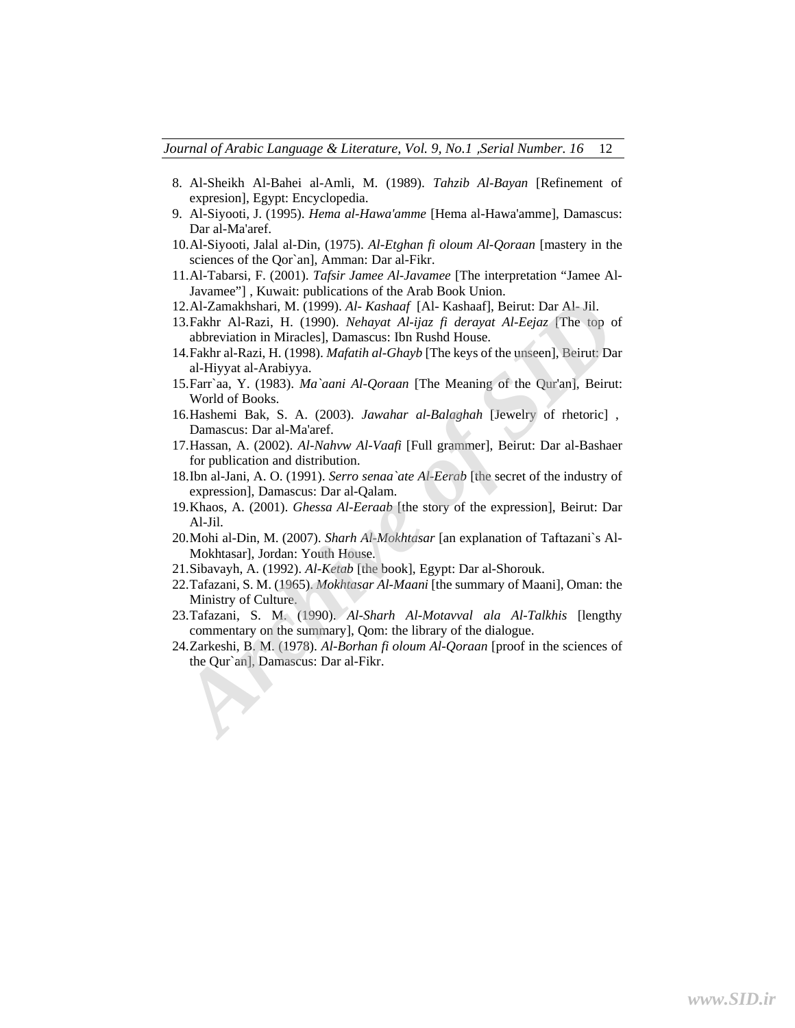8. Al-Sheikh Al-Bahei al-Amli, M. (1989). *Tahzib Al-Bayan* [Refinement of expresion], Egypt: Encyclopedia.
9. Al-Siyooti, J. (1995). *Hema al-Hawa'amme* [Hema al-Hawa'amme], Damascus: Dar al-Ma'aref.
10. Al-Siyooti, Jalal al-Din, (1975). *Al-Etghan fi oloum Al-Qoraan* [mastery in the sciences of the Qor`an], Amman: Dar al-Fikr.
11. Al-Tabarsi, F. (2001). *Tafsir Jamee Al-Javamee* [The interpretation "Jamee Al-Javamee"] , Kuwait: publications of the Arab Book Union.
12. Al-Zamakhshari, M. (1999). *Al- Kashaaf* [Al- Kashaaf], Beirut: Dar Al- Jil.
13. Fakhr Al-Razi, H. (1990). *Nehayat Al-ijaz fi derayat Al-Eejaz* [The top of abbreviation in Miracles], Damascus: Ibn Rushd House.
14. Fakhr al-Razi, H. (1998). *Mafatih al-Ghayb* [The keys of the unseen], Beirut: Dar al-Hiyyat al-Arabiyya.
15. Farr`aa, Y. (1983). *Ma`aani Al-Qoraan* [The Meaning of the Qur'an], Beirut: World of Books.
16. Hashemi Bak, S. A. (2003). *Jawahar al-Balaghah* [Jewelry of rhetoric] , Damascus: Dar al-Ma'aref.
17. Hassan, A. (2002). *Al-Nahvw Al-Vaafi* [Full grammer], Beirut: Dar al-Bashaer for publication and distribution.
18. Ibn al-Jani, A. O. (1991). *Serro senaa`ate Al-Eerab* [the secret of the industry of expression], Damascus: Dar al-Qalam.
19. Khaos, A. (2001). *Ghessa Al-Eeraab* [the story of the expression], Beirut: Dar Al-Jil.
20. Mohi al-Din, M. (2007). *Sharh Al-Mokhtasar* [an explanation of Taftazani`s Al-Mokhtasar], Jordan: Youth House.
21. Sibavayh, A. (1992). *Al-Ketab* [the book], Egypt: Dar al-Shorouk.
22. Tafazani, S. M. (1965). *Mokhtasar Al-Maani* [the summary of Maani], Oman: the Ministry of Culture.
23. Tafazani, S. M. (1990). *Al-Sharh Al-Motavval ala Al-Talkhis* [lengthy commentary on the summary], Qom: the library of the dialogue.
24. Zarkeshi, B. M. (1978). *Al-Borhan fi oloum Al-Qoraan* [proof in the sciences of the Qur`an], Damascus: Dar al-Fikr.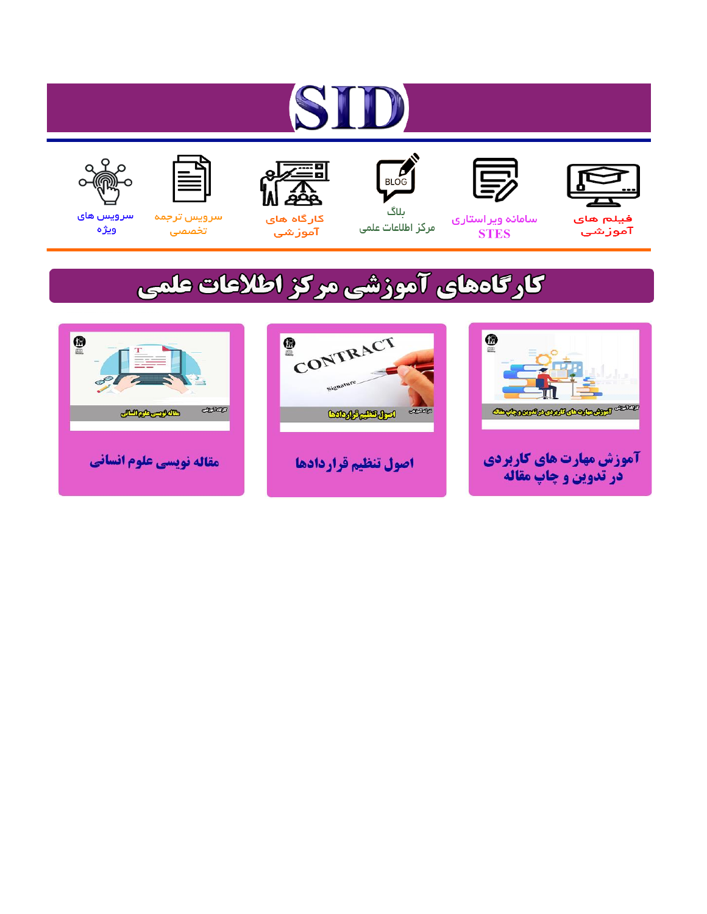# SID

فیلم های آموزشی

سامانه ویراستاری STES

بلاگ مرکز اطلاعات علمی

کارگاه های آموزشی

سرویس ترجمه تخصصی

سرویس های ویژه

## کارگاه‌های آموزشی مرکز اطلاعات علمی

آموزش مهارت های کاربردی در تدوین و چاپ مقاله

اصول تنظیم قراردادها

مقاله نویسی علوم انسانی